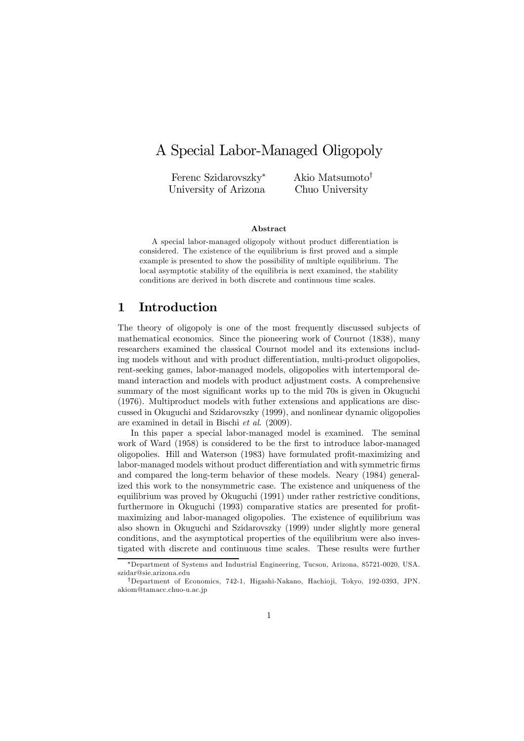# A Special Labor-Managed Oligopoly

Ferenc Szidarovszky* — University of Arizona

Akio Matsumoto† — Chuo University

### Abstract

A special labor-managed oligopoly without product differentiation is considered. The existence of the equilibrium is first proved and a simple example is presented to show the possibility of multiple equilibrium. The local asymptotic stability of the equilibria is next examined, the stability conditions are derived in both discrete and continuous time scales.

## 1 Introduction

The theory of oligopoly is one of the most frequently discussed subjects of mathematical economics. Since the pioneering work of Cournot (1838), many researchers examined the classical Cournot model and its extensions including models without and with product differentiation, multi-product oligopolies, rent-seeking games, labor-managed models, oligopolies with intertemporal demand interaction and models with product adjustment costs. A comprehensive summary of the most significant works up to the mid 70s is given in Okuguchi (1976). Multiproduct models with futher extensions and applications are discussed in Okuguchi and Szidarovszky (1999), and nonlinear dynamic oligopolies are examined in detail in Bischi *et al*. (2009).

In this paper a special labor-managed model is examined. The seminal work of Ward (1958) is considered to be the first to introduce labor-managed oligopolies. Hill and Waterson (1983) have formulated profit-maximizing and labor-managed models without product differentiation and with symmetric firms and compared the long-term behavior of these models. Neary (1984) generalized this work to the nonsymmetric case. The existence and uniqueness of the equilibrium was proved by Okuguchi (1991) under rather restrictive conditions, furthermore in Okuguchi (1993) comparative statics are presented for profit-maximizing and labor-managed oligopolies. The existence of equilibrium was also shown in Okuguchi and Szidarovszky (1999) under slightly more general conditions, and the asymptotical properties of the equilibrium were also investigated with discrete and continuous time scales. These results were further

*Department of Systems and Industrial Engineering, Tucson, Arizona, 85721-0020, USA. szidar@sie.arizona.edu

†Department of Economics, 742-1, Higashi-Nakano, Hachioji, Tokyo, 192-0393, JPN. akiom@tamacc.chuo-u.ac.jp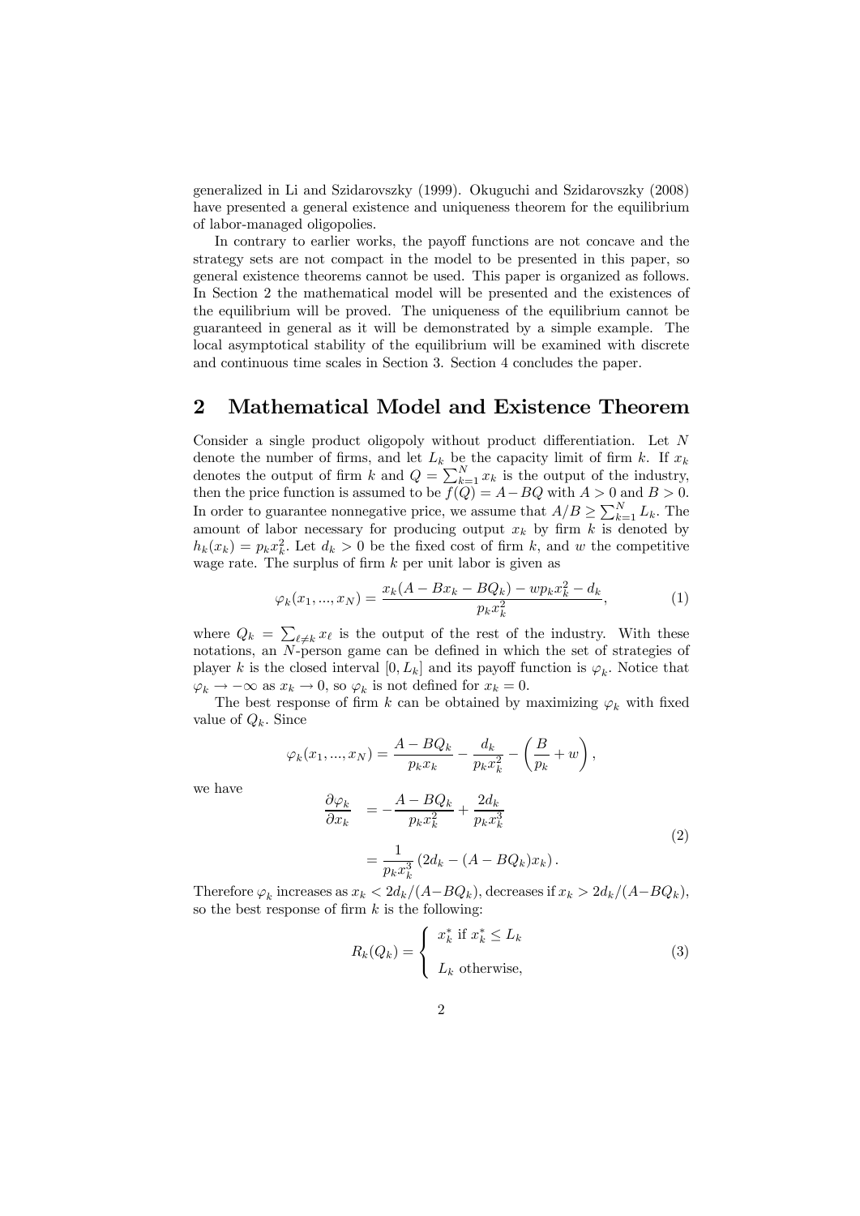generalized in Li and Szidarovszky (1999). Okuguchi and Szidarovszky (2008) have presented a general existence and uniqueness theorem for the equilibrium of labor-managed oligopolies.

In contrary to earlier works, the payoff functions are not concave and the strategy sets are not compact in the model to be presented in this paper, so general existence theorems cannot be used. This paper is organized as follows. In Section 2 the mathematical model will be presented and the existences of the equilibrium will be proved. The uniqueness of the equilibrium cannot be guaranteed in general as it will be demonstrated by a simple example. The local asymptotical stability of the equilibrium will be examined with discrete and continuous time scales in Section 3. Section 4 concludes the paper.

## 2 Mathematical Model and Existence Theorem

Consider a single product oligopoly without product differentiation. Let $N$ denote the number of firms, and let $L_k$ be the capacity limit of firm $k$. If $x_k$ denotes the output of firm $k$ and $Q = \sum_{k=1}^{N} x_k$ is the output of the industry, then the price function is assumed to be $f(Q) = A - BQ$ with $A > 0$ and $B > 0$. In order to guarantee nonnegative price, we assume that $A/B \geq \sum_{k=1}^{N} L_k$. The amount of labor necessary for producing output $x_k$ by firm $k$ is denoted by $h_k(x_k) = p_k x_k^2$. Let $d_k > 0$ be the fixed cost of firm $k$, and $w$ the competitive wage rate. The surplus of firm $k$ per unit labor is given as

$$\varphi_k(x_1, ..., x_N) = \frac{x_k(A - Bx_k - BQ_k) - wp_k x_k^2 - d_k}{p_k x_k^2}, \tag{1}$$

where $Q_k = \sum_{\ell \neq k} x_\ell$ is the output of the rest of the industry. With these notations, an $N$-person game can be defined in which the set of strategies of player $k$ is the closed interval $[0, L_k]$ and its payoff function is $\varphi_k$. Notice that $\varphi_k \to -\infty$ as $x_k \to 0$, so $\varphi_k$ is not defined for $x_k = 0$.

The best response of firm $k$ can be obtained by maximizing $\varphi_k$ with fixed value of $Q_k$. Since

$$\varphi_k(x_1, ..., x_N) = \frac{A - BQ_k}{p_k x_k} - \frac{d_k}{p_k x_k^2} - \left(\frac{B}{p_k} + w\right),$$

we have

$$\begin{aligned} \frac{\partial \varphi_k}{\partial x_k} &= -\frac{A - BQ_k}{p_k x_k^2} + \frac{2d_k}{p_k x_k^3} \\ &= \frac{1}{p_k x_k^3}\left(2d_k - (A - BQ_k)x_k\right). \end{aligned} \tag{2}$$

Therefore $\varphi_k$ increases as $x_k < 2d_k/(A - BQ_k)$, decreases if $x_k > 2d_k/(A - BQ_k)$, so the best response of firm $k$ is the following:

$$R_k(Q_k) = \begin{cases} x_k^* \text{ if } x_k^* \leq L_k \\ L_k \text{ otherwise,} \end{cases} \tag{3}$$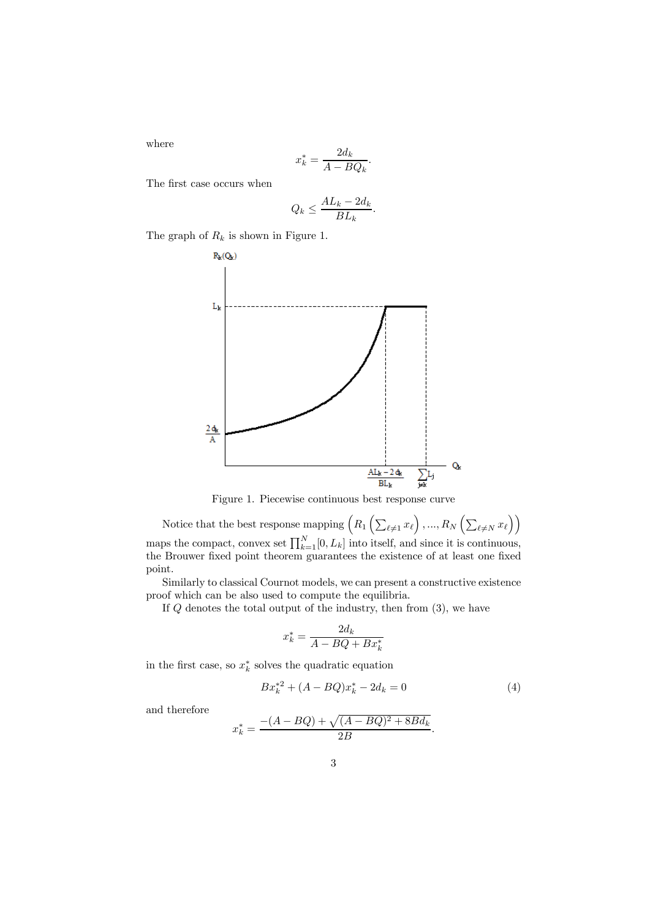where

$$x_k^* = \frac{2d_k}{A - BQ_k}.$$

The first case occurs when

$$Q_k \leq \frac{AL_k - 2d_k}{BL_k}.$$

The graph of $R_k$ is shown in Figure 1.

Figure 1. Piecewise continuous best response curve

Notice that the best response mapping $\left(R_1\left(\sum_{\ell \neq 1} x_\ell\right), ..., R_N\left(\sum_{\ell \neq N} x_\ell\right)\right)$ maps the compact, convex set $\prod_{k=1}^{N}[0, L_k]$ into itself, and since it is continuous, the Brouwer fixed point theorem guarantees the existence of at least one fixed point.

Similarly to classical Cournot models, we can present a constructive existence proof which can be also used to compute the equilibria.

If $Q$ denotes the total output of the industry, then from (3), we have

$$x_k^* = \frac{2d_k}{A - BQ + Bx_k^*}$$

in the first case, so $x_k^*$ solves the quadratic equation

$$Bx_k^{*2} + (A - BQ)x_k^* - 2d_k = 0 \tag{4}$$

and therefore

$$x_k^* = \frac{-(A - BQ) + \sqrt{(A - BQ)^2 + 8Bd_k}}{2B}.$$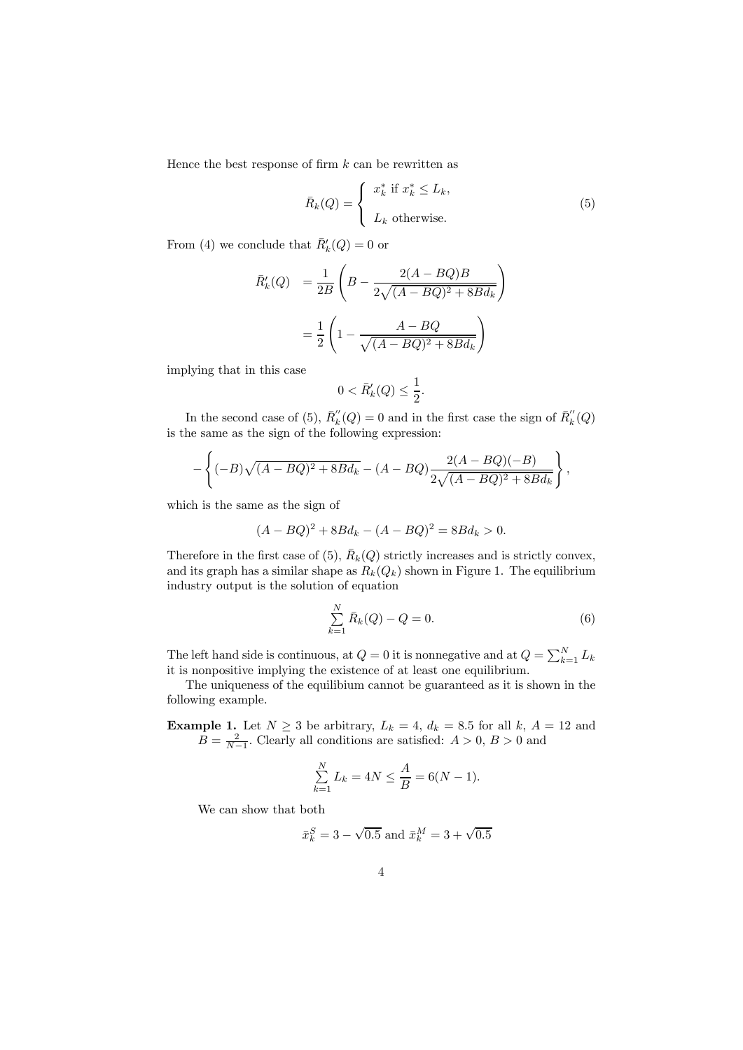Hence the best response of firm $k$ can be rewritten as

$$\bar{R}_k(Q) = \begin{cases} x_k^* \text{ if } x_k^* \leq L_k, \\ \\ L_k \text{ otherwise.} \end{cases} \tag{5}$$

From (4) we conclude that $\bar{R}_k'(Q) = 0$ or

$$\begin{aligned} \bar{R}_k'(Q) &= \frac{1}{2B}\left(B - \frac{2(A-BQ)B}{2\sqrt{(A-BQ)^2 + 8Bd_k}}\right) \\ &= \frac{1}{2}\left(1 - \frac{A-BQ}{\sqrt{(A-BQ)^2 + 8Bd_k}}\right) \end{aligned}$$

implying that in this case

$$0 < \bar{R}_k'(Q) \leq \frac{1}{2}.$$

In the second case of (5), $\bar{R}_k''(Q) = 0$ and in the first case the sign of $\bar{R}_k''(Q)$ is the same as the sign of the following expression:

$$-\left\{(-B)\sqrt{(A-BQ)^2 + 8Bd_k} - (A-BQ)\frac{2(A-BQ)(-B)}{2\sqrt{(A-BQ)^2 + 8Bd_k}}\right\},$$

which is the same as the sign of

$$(A-BQ)^2 + 8Bd_k - (A-BQ)^2 = 8Bd_k > 0.$$

Therefore in the first case of (5), $\bar{R}_k(Q)$ strictly increases and is strictly convex, and its graph has a similar shape as $R_k(Q_k)$ shown in Figure 1. The equilibrium industry output is the solution of equation

$$\sum_{k=1}^{N} \bar{R}_k(Q) - Q = 0. \tag{6}$$

The left hand side is continuous, at $Q = 0$ it is nonnegative and at $Q = \sum_{k=1}^{N} L_k$ it is nonpositive implying the existence of at least one equilibrium.

The uniqueness of the equilibium cannot be guaranteed as it is shown in the following example.

**Example 1.** Let $N \geq 3$ be arbitrary, $L_k = 4$, $d_k = 8.5$ for all $k$, $A = 12$ and $B = \frac{2}{N-1}$. Clearly all conditions are satisfied: $A > 0$, $B > 0$ and

$$\sum_{k=1}^{N} L_k = 4N \leq \frac{A}{B} = 6(N-1).$$

We can show that both

$$\bar{x}_k^S = 3 - \sqrt{0.5} \text{ and } \bar{x}_k^M = 3 + \sqrt{0.5}$$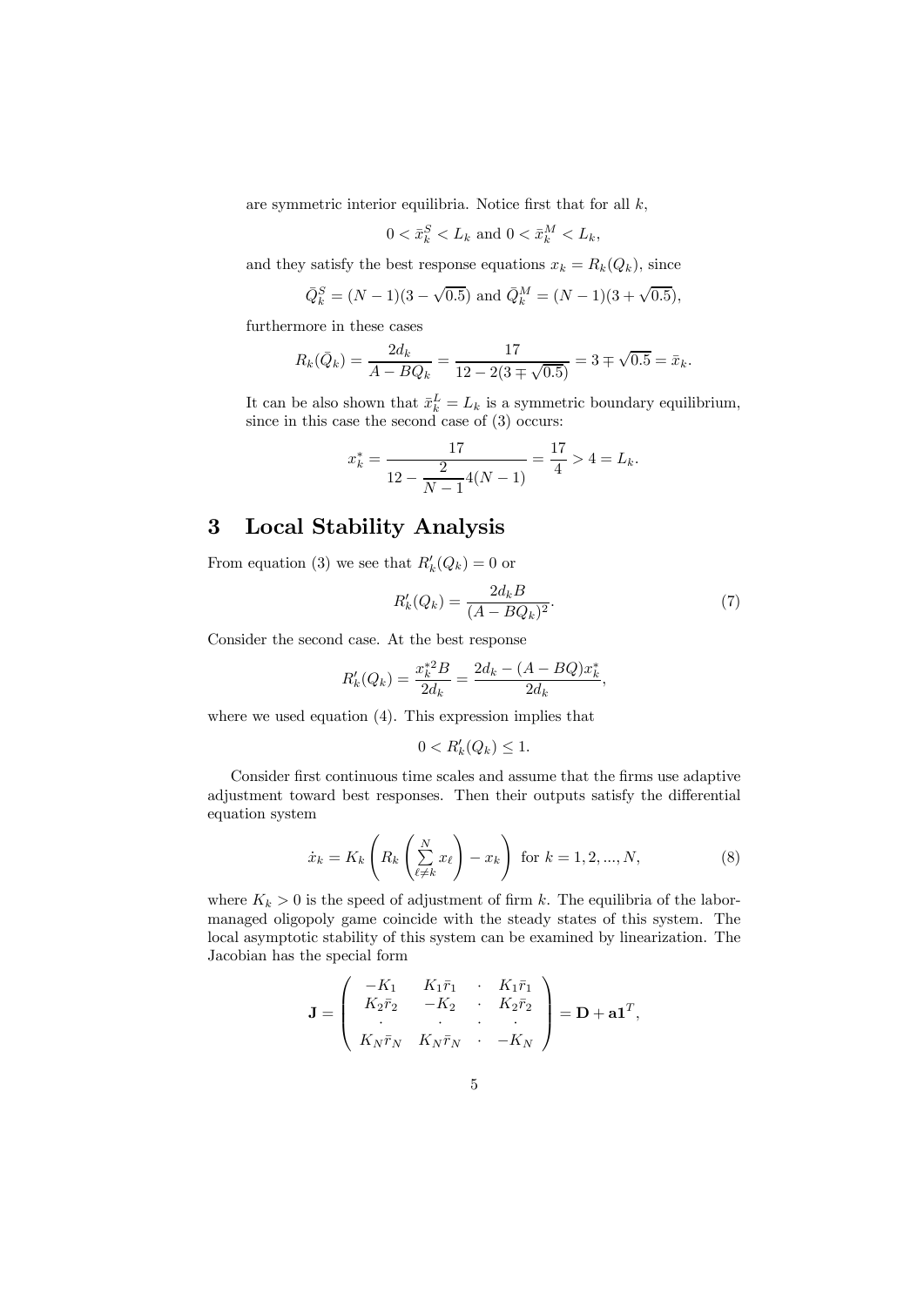are symmetric interior equilibria. Notice first that for all $k$,

$$0 < \bar{x}_k^S < L_k \text{ and } 0 < \bar{x}_k^M < L_k,$$

and they satisfy the best response equations $x_k = R_k(Q_k)$, since

$$\bar{Q}_k^S = (N-1)(3-\sqrt{0.5}) \text{ and } \bar{Q}_k^M = (N-1)(3+\sqrt{0.5}),$$

furthermore in these cases

$$R_k(\bar{Q}_k) = \frac{2d_k}{A - BQ_k} = \frac{17}{12 - 2(3 \mp \sqrt{0.5})} = 3 \mp \sqrt{0.5} = \bar{x}_k.$$

It can be also shown that $\bar{x}_k^L = L_k$ is a symmetric boundary equilibrium, since in this case the second case of (3) occurs:

$$x_k^* = \frac{17}{12 - \dfrac{2}{N-1} 4(N-1)} = \frac{17}{4} > 4 = L_k.$$

## 3 Local Stability Analysis

From equation (3) we see that $R_k'(Q_k) = 0$ or

$$R_k'(Q_k) = \frac{2d_k B}{(A - BQ_k)^2}. \tag{7}$$

Consider the second case. At the best response

$$R_k'(Q_k) = \frac{x_k^{*2} B}{2d_k} = \frac{2d_k - (A - BQ)x_k^*}{2d_k},$$

where we used equation (4). This expression implies that

$$0 < R_k'(Q_k) \leq 1.$$

Consider first continuous time scales and assume that the firms use adaptive adjustment toward best responses. Then their outputs satisfy the differential equation system

$$\dot{x}_k = K_k \left( R_k \left( \sum_{\ell \neq k}^{N} x_\ell \right) - x_k \right) \text{ for } k = 1, 2, ..., N, \tag{8}$$

where $K_k > 0$ is the speed of adjustment of firm $k$. The equilibria of the labor-managed oligopoly game coincide with the steady states of this system. The local asymptotic stability of this system can be examined by linearization. The Jacobian has the special form

$$\mathbf{J} = \begin{pmatrix} -K_1 & K_1\bar{r}_1 & \cdot & K_1\bar{r}_1 \\ K_2\bar{r}_2 & -K_2 & \cdot & K_2\bar{r}_2 \\ \cdot & \cdot & \cdot & \cdot \\ K_N\bar{r}_N & K_N\bar{r}_N & \cdot & -K_N \end{pmatrix} = \mathbf{D} + \mathbf{a}\mathbf{1}^T,$$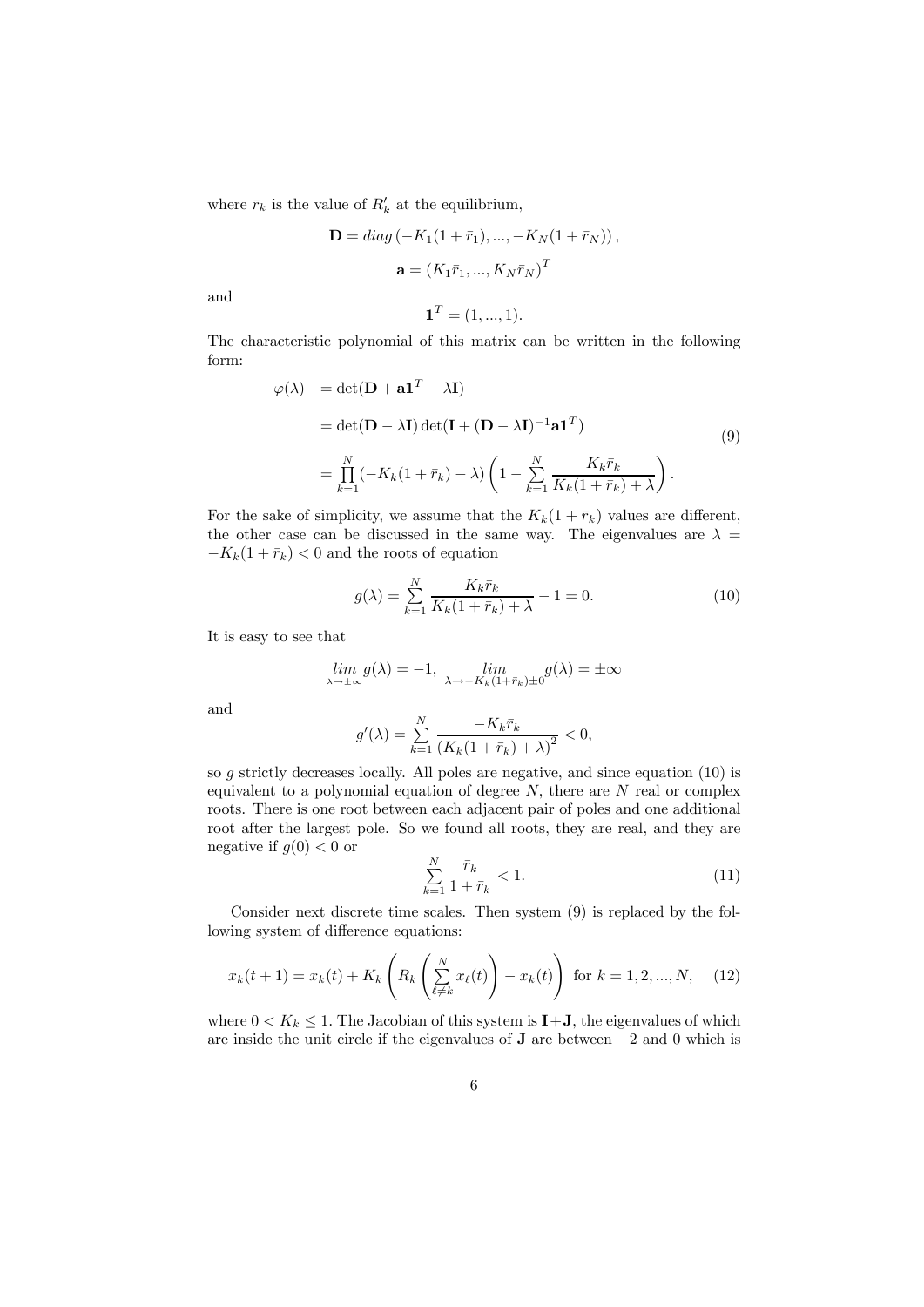where $\bar{r}_k$ is the value of $R'_k$ at the equilibrium,

$$\mathbf{D} = diag\left(-K_1(1+\bar{r}_1), ..., -K_N(1+\bar{r}_N)\right),$$

$$\mathbf{a} = \left(K_1\bar{r}_1, ..., K_N\bar{r}_N\right)^T$$

and

$$\mathbf{1}^T = (1, ..., 1).$$

The characteristic polynomial of this matrix can be written in the following form:

$$\begin{aligned}
\varphi(\lambda) &= \det(\mathbf{D} + \mathbf{a}\mathbf{1}^T - \lambda\mathbf{I}) \\
&= \det(\mathbf{D} - \lambda\mathbf{I})\det(\mathbf{I} + (\mathbf{D} - \lambda\mathbf{I})^{-1}\mathbf{a}\mathbf{1}^T) \\
&= \prod_{k=1}^{N}\left(-K_k(1+\bar{r}_k) - \lambda\right)\left(1 - \sum_{k=1}^{N}\frac{K_k\bar{r}_k}{K_k(1+\bar{r}_k)+\lambda}\right).
\end{aligned} \tag{9}$$

For the sake of simplicity, we assume that the $K_k(1+\bar{r}_k)$ values are different, the other case can be discussed in the same way. The eigenvalues are $\lambda = -K_k(1+\bar{r}_k) < 0$ and the roots of equation

$$g(\lambda) = \sum_{k=1}^{N}\frac{K_k\bar{r}_k}{K_k(1+\bar{r}_k)+\lambda} - 1 = 0. \tag{10}$$

It is easy to see that

$$\lim_{\lambda\to\pm\infty} g(\lambda) = -1, \quad \lim_{\lambda\to -K_k(1+\bar{r}_k)\pm 0} g(\lambda) = \pm\infty$$

and

$$g'(\lambda) = \sum_{k=1}^{N}\frac{-K_k\bar{r}_k}{\left(K_k(1+\bar{r}_k)+\lambda\right)^2} < 0,$$

so $g$ strictly decreases locally. All poles are negative, and since equation (10) is equivalent to a polynomial equation of degree $N$, there are $N$ real or complex roots. There is one root between each adjacent pair of poles and one additional root after the largest pole. So we found all roots, they are real, and they are negative if $g(0) < 0$ or

$$\sum_{k=1}^{N}\frac{\bar{r}_k}{1+\bar{r}_k} < 1. \tag{11}$$

Consider next discrete time scales. Then system (9) is replaced by the following system of difference equations:

$$x_k(t+1) = x_k(t) + K_k\left(R_k\left(\sum_{\ell\neq k}^{N} x_\ell(t)\right) - x_k(t)\right) \text{ for } k = 1, 2, ..., N, \tag{12}$$

where $0 < K_k \leq 1$. The Jacobian of this system is $\mathbf{I}+\mathbf{J}$, the eigenvalues of which are inside the unit circle if the eigenvalues of $\mathbf{J}$ are between $-2$ and $0$ which is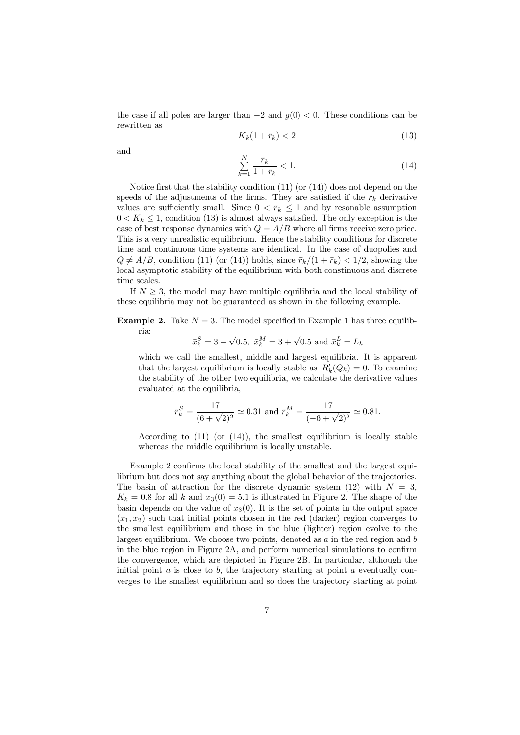the case if all poles are larger than $-2$ and $g(0) < 0$. These conditions can be rewritten as

$$K_k(1+\bar{r}_k) < 2 \tag{13}$$

and

$$\sum_{k=1}^{N} \frac{\bar{r}_k}{1+\bar{r}_k} < 1. \tag{14}$$

Notice first that the stability condition (11) (or (14)) does not depend on the speeds of the adjustments of the firms. They are satisfied if the $\bar{r}_k$ derivative values are sufficiently small. Since $0 < \bar{r}_k \leq 1$ and by resonable assumption $0 < K_k \leq 1$, condition (13) is almost always satisfied. The only exception is the case of best response dynamics with $Q = A/B$ where all firms receive zero price. This is a very unrealistic equilibrium. Hence the stability conditions for discrete time and continuous time systems are identical. In the case of duopolies and $Q \neq A/B$, condition (11) (or (14)) holds, since $\bar{r}_k/(1+\bar{r}_k) < 1/2$, showing the local asymptotic stability of the equilibrium with both constinuous and discrete time scales.

If $N \geq 3$, the model may have multiple equilibria and the local stability of these equilibria may not be guaranteed as shown in the following example.

**Example 2.** Take $N = 3$. The model specified in Example 1 has three equilibria:

$$\bar{x}_k^S = 3 - \sqrt{0.5},\ \bar{x}_k^M = 3 + \sqrt{0.5} \text{ and } \bar{x}_k^L = L_k$$

which we call the smallest, middle and largest equilibria. It is apparent that the largest equilibrium is locally stable as $R_k'(Q_k) = 0$. To examine the stability of the other two equilibria, we calculate the derivative values evaluated at the equilibria,

$$\bar{r}_k^S = \frac{17}{(6+\sqrt{2})^2} \simeq 0.31 \text{ and } \bar{r}_k^M = \frac{17}{(-6+\sqrt{2})^2} \simeq 0.81.$$

According to (11) (or (14)), the smallest equilibrium is locally stable whereas the middle equilibrium is locally unstable.

Example 2 confirms the local stability of the smallest and the largest equilibrium but does not say anything about the global behavior of the trajectories. The basin of attraction for the discrete dynamic system (12) with $N = 3$, $K_k = 0.8$ for all $k$ and $x_3(0) = 5.1$ is illustrated in Figure 2. The shape of the basin depends on the value of $x_3(0)$. It is the set of points in the output space $(x_1, x_2)$ such that initial points chosen in the red (darker) region converges to the smallest equilibrium and those in the blue (lighter) region evolve to the largest equilibrium. We choose two points, denoted as $a$ in the red region and $b$ in the blue region in Figure 2A, and perform numerical simulations to confirm the convergence, which are depicted in Figure 2B. In particular, although the initial point $a$ is close to $b$, the trajectory starting at point $a$ eventually converges to the smallest equilibrium and so does the trajectory starting at point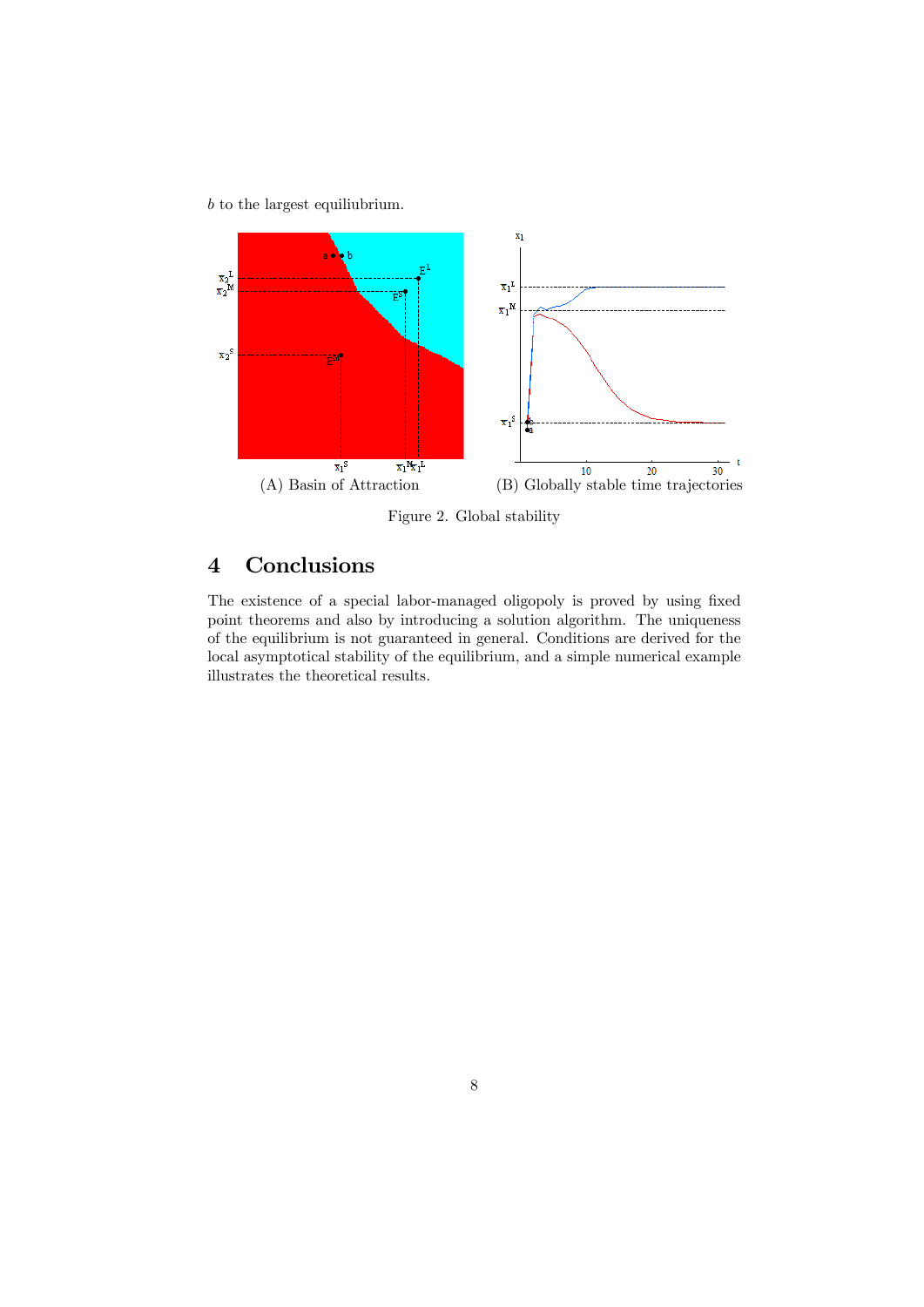$b$ to the largest equiliubrium.

(A) Basin of Attraction

(B) Globally stable time trajectories

Figure 2. Global stability

## 4 Conclusions

The existence of a special labor-managed oligopoly is proved by using fixed point theorems and also by introducing a solution algorithm. The uniqueness of the equilibrium is not guaranteed in general. Conditions are derived for the local asymptotical stability of the equilibrium, and a simple numerical example illustrates the theoretical results.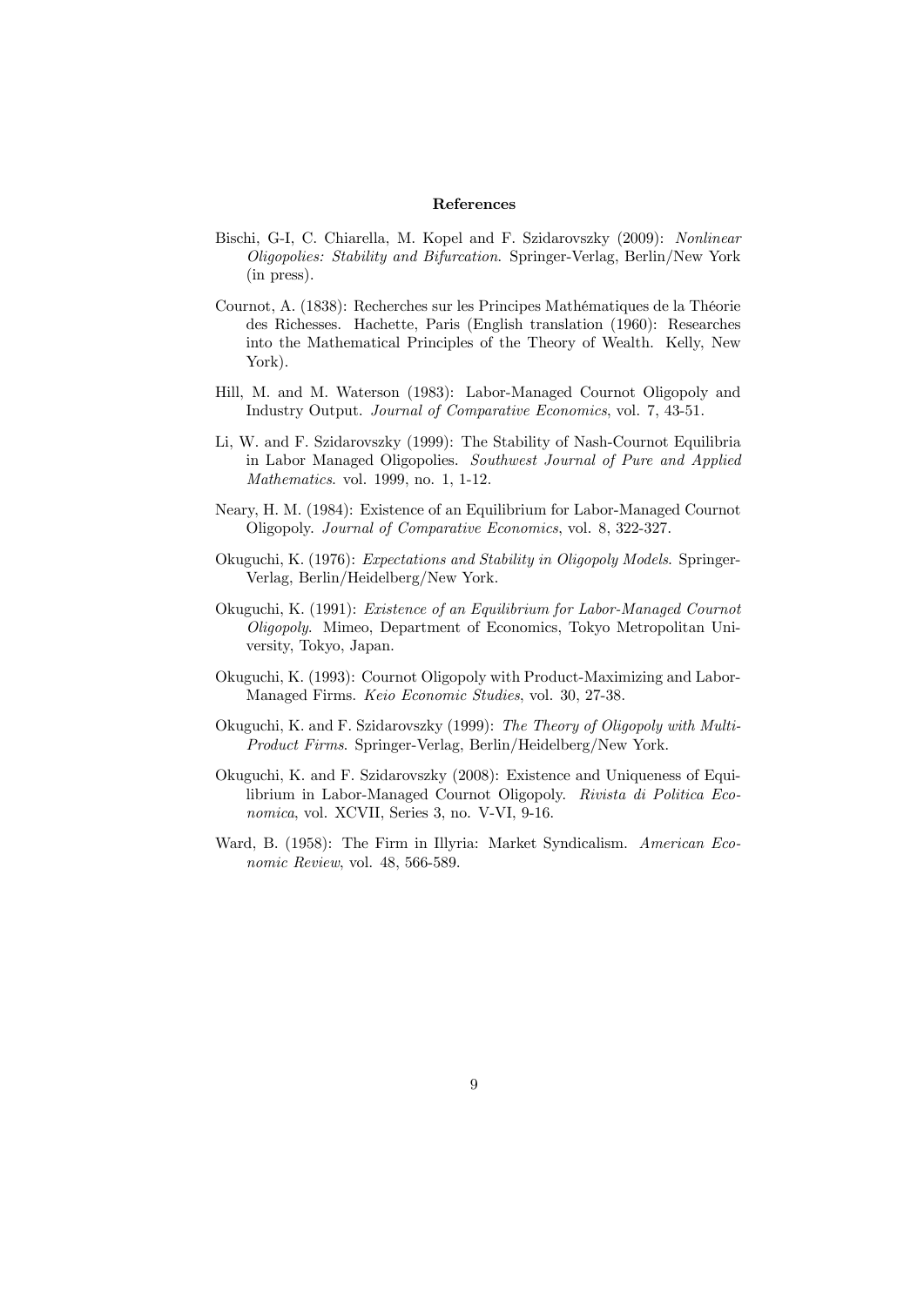## References

Bischi, G-I, C. Chiarella, M. Kopel and F. Szidarovszky (2009): *Nonlinear Oligopolies: Stability and Bifurcation*. Springer-Verlag, Berlin/New York (in press).

Cournot, A. (1838): Recherches sur les Principes Mathématiques de la Théorie des Richesses. Hachette, Paris (English translation (1960): Researches into the Mathematical Principles of the Theory of Wealth. Kelly, New York).

Hill, M. and M. Waterson (1983): Labor-Managed Cournot Oligopoly and Industry Output. *Journal of Comparative Economics*, vol. 7, 43-51.

Li, W. and F. Szidarovszky (1999): The Stability of Nash-Cournot Equilibria in Labor Managed Oligopolies. *Southwest Journal of Pure and Applied Mathematics*. vol. 1999, no. 1, 1-12.

Neary, H. M. (1984): Existence of an Equilibrium for Labor-Managed Cournot Oligopoly. *Journal of Comparative Economics*, vol. 8, 322-327.

Okuguchi, K. (1976): *Expectations and Stability in Oligopoly Models*. Springer-Verlag, Berlin/Heidelberg/New York.

Okuguchi, K. (1991): *Existence of an Equilibrium for Labor-Managed Cournot Oligopoly*. Mimeo, Department of Economics, Tokyo Metropolitan University, Tokyo, Japan.

Okuguchi, K. (1993): Cournot Oligopoly with Product-Maximizing and Labor-Managed Firms. *Keio Economic Studies*, vol. 30, 27-38.

Okuguchi, K. and F. Szidarovszky (1999): *The Theory of Oligopoly with Multi-Product Firms*. Springer-Verlag, Berlin/Heidelberg/New York.

Okuguchi, K. and F. Szidarovszky (2008): Existence and Uniqueness of Equilibrium in Labor-Managed Cournot Oligopoly. *Rivista di Politica Economica*, vol. XCVII, Series 3, no. V-VI, 9-16.

Ward, B. (1958): The Firm in Illyria: Market Syndicalism. *American Economic Review*, vol. 48, 566-589.